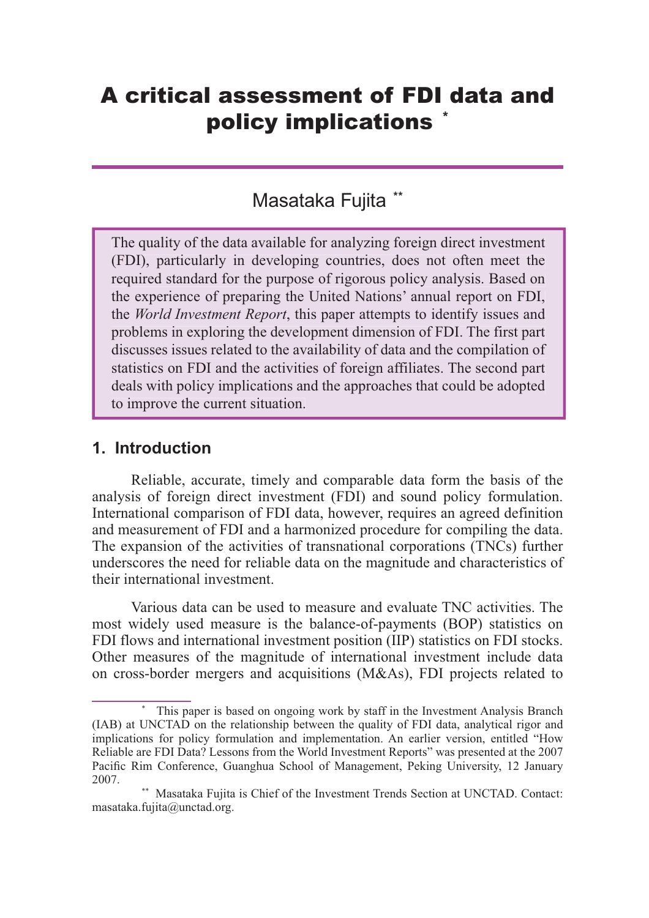# A critical assessment of FDI data and policy implications [*]

## Masataka Fujita [**]

> The quality of the data available for analyzing foreign direct investment (FDI), particularly in developing countries, does not often meet the required standard for the purpose of rigorous policy analysis. Based on the experience of preparing the United Nations' annual report on FDI, the *World Investment Report*, this paper attempts to identify issues and problems in exploring the development dimension of FDI. The first part discusses issues related to the availability of data and the compilation of statistics on FDI and the activities of foreign affiliates. The second part deals with policy implications and the approaches that could be adopted to improve the current situation.

## 1. Introduction

Reliable, accurate, timely and comparable data form the basis of the analysis of foreign direct investment (FDI) and sound policy formulation. International comparison of FDI data, however, requires an agreed definition and measurement of FDI and a harmonized procedure for compiling the data. The expansion of the activities of transnational corporations (TNCs) further underscores the need for reliable data on the magnitude and characteristics of their international investment.

Various data can be used to measure and evaluate TNC activities. The most widely used measure is the balance-of-payments (BOP) statistics on FDI flows and international investment position (IIP) statistics on FDI stocks. Other measures of the magnitude of international investment include data on cross-border mergers and acquisitions (M&As), FDI projects related to

---

[*] This paper is based on ongoing work by staff in the Investment Analysis Branch (IAB) at UNCTAD on the relationship between the quality of FDI data, analytical rigor and implications for policy formulation and implementation. An earlier version, entitled "How Reliable are FDI Data? Lessons from the World Investment Reports" was presented at the 2007 Pacific Rim Conference, Guanghua School of Management, Peking University, 12 January 2007.

[**] Masataka Fujita is Chief of the Investment Trends Section at UNCTAD. Contact: masataka.fujita@unctad.org.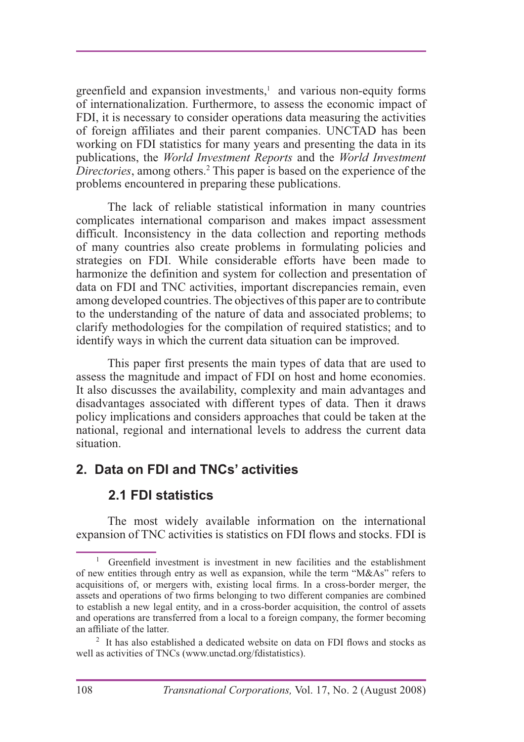greenfield and expansion investments,[1] and various non-equity forms of internationalization. Furthermore, to assess the economic impact of FDI, it is necessary to consider operations data measuring the activities of foreign affiliates and their parent companies. UNCTAD has been working on FDI statistics for many years and presenting the data in its publications, the *World Investment Reports* and the *World Investment Directories*, among others.[2] This paper is based on the experience of the problems encountered in preparing these publications.

The lack of reliable statistical information in many countries complicates international comparison and makes impact assessment difficult. Inconsistency in the data collection and reporting methods of many countries also create problems in formulating policies and strategies on FDI. While considerable efforts have been made to harmonize the definition and system for collection and presentation of data on FDI and TNC activities, important discrepancies remain, even among developed countries. The objectives of this paper are to contribute to the understanding of the nature of data and associated problems; to clarify methodologies for the compilation of required statistics; and to identify ways in which the current data situation can be improved.

This paper first presents the main types of data that are used to assess the magnitude and impact of FDI on host and home economies. It also discusses the availability, complexity and main advantages and disadvantages associated with different types of data. Then it draws policy implications and considers approaches that could be taken at the national, regional and international levels to address the current data situation.

## 2. Data on FDI and TNCs' activities

### 2.1 FDI statistics

The most widely available information on the international expansion of TNC activities is statistics on FDI flows and stocks. FDI is

---

[1] Greenfield investment is investment in new facilities and the establishment of new entities through entry as well as expansion, while the term "M&As" refers to acquisitions of, or mergers with, existing local firms. In a cross-border merger, the assets and operations of two firms belonging to two different companies are combined to establish a new legal entity, and in a cross-border acquisition, the control of assets and operations are transferred from a local to a foreign company, the former becoming an affiliate of the latter.

[2] It has also established a dedicated website on data on FDI flows and stocks as well as activities of TNCs (www.unctad.org/fdistatistics).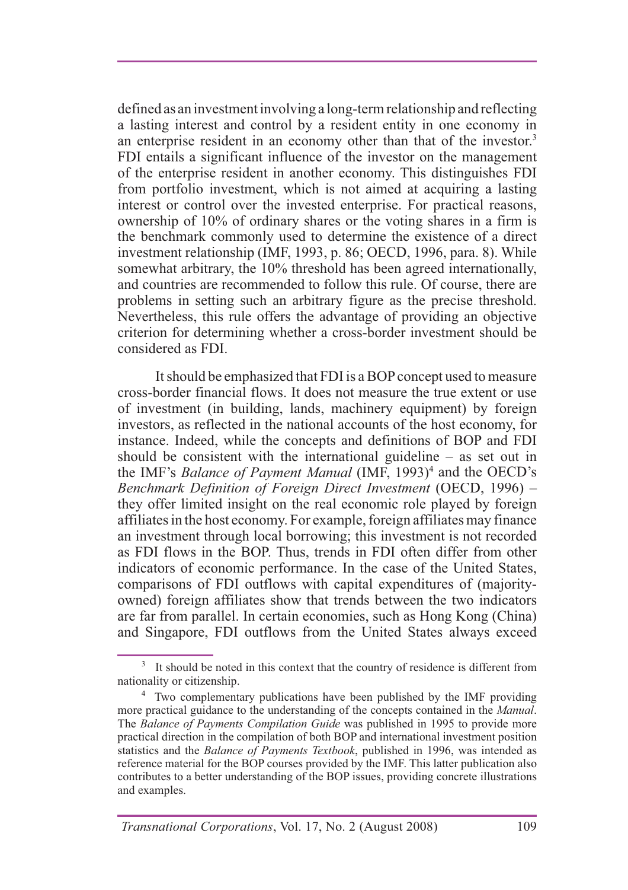defined as an investment involving a long-term relationship and reflecting a lasting interest and control by a resident entity in one economy in an enterprise resident in an economy other than that of the investor.[3] FDI entails a significant influence of the investor on the management of the enterprise resident in another economy. This distinguishes FDI from portfolio investment, which is not aimed at acquiring a lasting interest or control over the invested enterprise. For practical reasons, ownership of 10% of ordinary shares or the voting shares in a firm is the benchmark commonly used to determine the existence of a direct investment relationship (IMF, 1993, p. 86; OECD, 1996, para. 8). While somewhat arbitrary, the 10% threshold has been agreed internationally, and countries are recommended to follow this rule. Of course, there are problems in setting such an arbitrary figure as the precise threshold. Nevertheless, this rule offers the advantage of providing an objective criterion for determining whether a cross-border investment should be considered as FDI.

It should be emphasized that FDI is a BOP concept used to measure cross-border financial flows. It does not measure the true extent or use of investment (in building, lands, machinery equipment) by foreign investors, as reflected in the national accounts of the host economy, for instance. Indeed, while the concepts and definitions of BOP and FDI should be consistent with the international guideline – as set out in the IMF's *Balance of Payment Manual* (IMF, 1993)[4] and the OECD's *Benchmark Definition of Foreign Direct Investment* (OECD, 1996) – they offer limited insight on the real economic role played by foreign affiliates in the host economy. For example, foreign affiliates may finance an investment through local borrowing; this investment is not recorded as FDI flows in the BOP. Thus, trends in FDI often differ from other indicators of economic performance. In the case of the United States, comparisons of FDI outflows with capital expenditures of (majority-owned) foreign affiliates show that trends between the two indicators are far from parallel. In certain economies, such as Hong Kong (China) and Singapore, FDI outflows from the United States always exceed

---

[3] It should be noted in this context that the country of residence is different from nationality or citizenship.

[4] Two complementary publications have been published by the IMF providing more practical guidance to the understanding of the concepts contained in the *Manual*. The *Balance of Payments Compilation Guide* was published in 1995 to provide more practical direction in the compilation of both BOP and international investment position statistics and the *Balance of Payments Textbook*, published in 1996, was intended as reference material for the BOP courses provided by the IMF. This latter publication also contributes to a better understanding of the BOP issues, providing concrete illustrations and examples.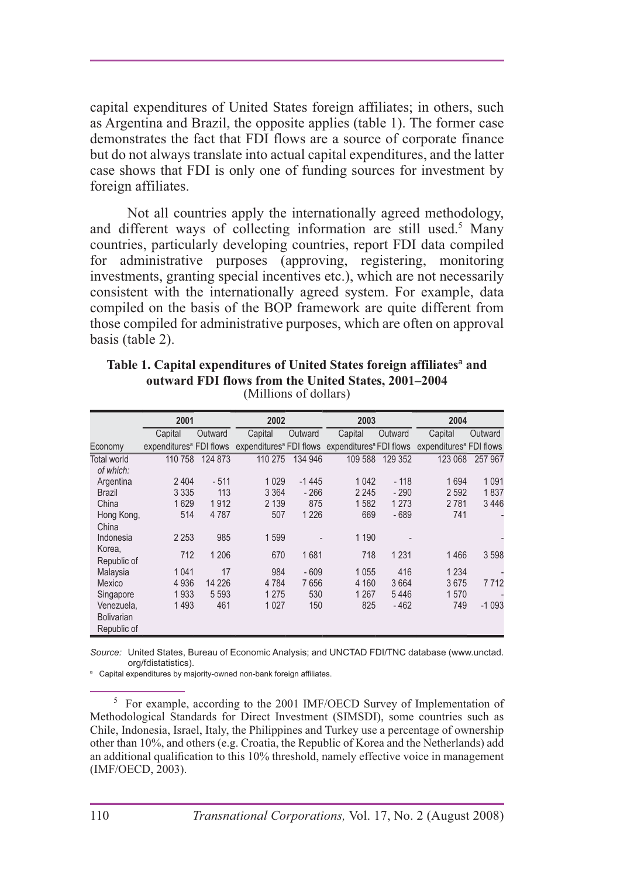capital expenditures of United States foreign affiliates; in others, such as Argentina and Brazil, the opposite applies (table 1). The former case demonstrates the fact that FDI flows are a source of corporate finance but do not always translate into actual capital expenditures, and the latter case shows that FDI is only one of funding sources for investment by foreign affiliates.

Not all countries apply the internationally agreed methodology, and different ways of collecting information are still used.[5] Many countries, particularly developing countries, report FDI data compiled for administrative purposes (approving, registering, monitoring investments, granting special incentives etc.), which are not necessarily consistent with the internationally agreed system. For example, data compiled on the basis of the BOP framework are quite different from those compiled for administrative purposes, which are often on approval basis (table 2).

**Table 1. Capital expenditures of United States foreign affiliates[a] and outward FDI flows from the United States, 2001–2004**
(Millions of dollars)

| | 2001 | | 2002 | | 2003 | | 2004 | |
|---|---|---|---|---|---|---|---|---|
| Economy | Capital expenditures[a] | Outward FDI flows | Capital expenditures[a] | Outward FDI flows | Capital expenditures[a] | Outward FDI flows | Capital expenditures[a] | Outward FDI flows |
| Total world | 110 758 | 124 873 | 110 275 | 134 946 | 109 588 | 129 352 | 123 068 | 257 967 |
| *of which:* | | | | | | | | |
| Argentina | 2 404 | - 511 | 1 029 | -1 445 | 1 042 | - 118 | 1 694 | 1 091 |
| Brazil | 3 335 | 113 | 3 364 | - 266 | 2 245 | - 290 | 2 592 | 1 837 |
| China | 1 629 | 1 912 | 2 139 | 875 | 1 582 | 1 273 | 2 781 | 3 446 |
| Hong Kong, China | 514 | 4 787 | 507 | 1 226 | 669 | - 689 | 741 | - |
| Indonesia | 2 253 | 985 | 1 599 | - | 1 190 | - | | - |
| Korea, Republic of | 712 | 1 206 | 670 | 1 681 | 718 | 1 231 | 1 466 | 3 598 |
| Malaysia | 1 041 | 17 | 984 | - 609 | 1 055 | 416 | 1 234 | - |
| Mexico | 4 936 | 14 226 | 4 784 | 7 656 | 4 160 | 3 664 | 3 675 | 7 712 |
| Singapore | 1 933 | 5 593 | 1 275 | 530 | 1 267 | 5 446 | 1 570 | - |
| Venezuela, Bolivarian Republic of | 1 493 | 461 | 1 027 | 150 | 825 | - 462 | 749 | -1 093 |

*Source:* United States, Bureau of Economic Analysis; and UNCTAD FDI/TNC database (www.unctad.org/fdistatistics).

[a] Capital expenditures by majority-owned non-bank foreign affiliates.

[5] For example, according to the 2001 IMF/OECD Survey of Implementation of Methodological Standards for Direct Investment (SIMSDI), some countries such as Chile, Indonesia, Israel, Italy, the Philippines and Turkey use a percentage of ownership other than 10%, and others (e.g. Croatia, the Republic of Korea and the Netherlands) add an additional qualification to this 10% threshold, namely effective voice in management (IMF/OECD, 2003).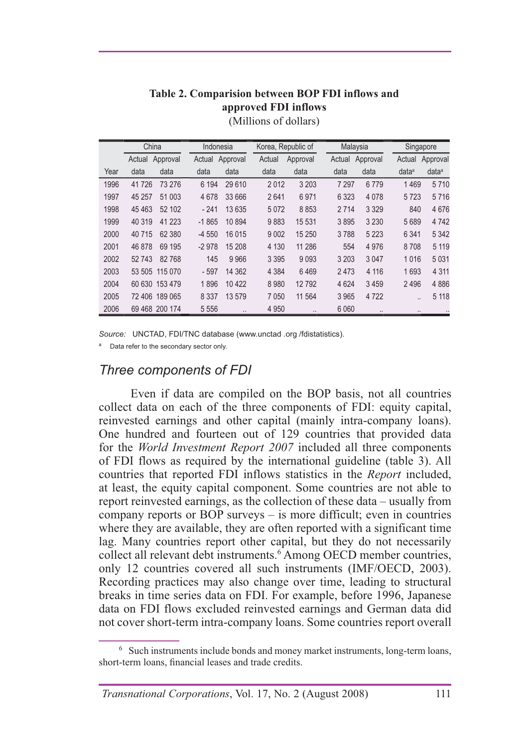**Table 2. Comparision between BOP FDI inflows and approved FDI inflows**

(Millions of dollars)

| | China | | Indonesia | | Korea, Republic of | | Malaysia | | Singapore | |
|---|---|---|---|---|---|---|---|---|---|---|
| Year | Actual data | Approval data | Actual data | Approval data | Actual data | Approval data | Actual data | Approval data | Actual data[a] | Approval data[a] |
| 1996 | 41 726 | 73 276 | 6 194 | 29 610 | 2 012 | 3 203 | 7 297 | 6 779 | 1 469 | 5 710 |
| 1997 | 45 257 | 51 003 | 4 678 | 33 666 | 2 641 | 6 971 | 6 323 | 4 078 | 5 723 | 5 716 |
| 1998 | 45 463 | 52 102 | - 241 | 13 635 | 5 072 | 8 853 | 2 714 | 3 329 | 840 | 4 676 |
| 1999 | 40 319 | 41 223 | -1 865 | 10 894 | 9 883 | 15 531 | 3 895 | 3 230 | 5 689 | 4 742 |
| 2000 | 40 715 | 62 380 | -4 550 | 16 015 | 9 002 | 15 250 | 3 788 | 5 223 | 6 341 | 5 342 |
| 2001 | 46 878 | 69 195 | -2 978 | 15 208 | 4 130 | 11 286 | 554 | 4 976 | 8 708 | 5 119 |
| 2002 | 52 743 | 82 768 | 145 | 9 966 | 3 395 | 9 093 | 3 203 | 3 047 | 1 016 | 5 031 |
| 2003 | 53 505 | 115 070 | - 597 | 14 362 | 4 384 | 6 469 | 2 473 | 4 116 | 1 693 | 4 311 |
| 2004 | 60 630 | 153 479 | 1 896 | 10 422 | 8 980 | 12 792 | 4 624 | 3 459 | 2 496 | 4 886 |
| 2005 | 72 406 | 189 065 | 8 337 | 13 579 | 7 050 | 11 564 | 3 965 | 4 722 | .. | 5 118 |
| 2006 | 69 468 | 200 174 | 5 556 | .. | 4 950 | .. | 6 060 | .. | .. | .. |

*Source:* UNCTAD, FDI/TNC database (www.unctad .org /fdistatistics).

[a] Data refer to the secondary sector only.

## *Three components of FDI*

Even if data are compiled on the BOP basis, not all countries collect data on each of the three components of FDI: equity capital, reinvested earnings and other capital (mainly intra-company loans). One hundred and fourteen out of 129 countries that provided data for the *World Investment Report 2007* included all three components of FDI flows as required by the international guideline (table 3). All countries that reported FDI inflows statistics in the *Report* included, at least, the equity capital component. Some countries are not able to report reinvested earnings, as the collection of these data – usually from company reports or BOP surveys – is more difficult; even in countries where they are available, they are often reported with a significant time lag. Many countries report other capital, but they do not necessarily collect all relevant debt instruments.[6] Among OECD member countries, only 12 countries covered all such instruments (IMF/OECD, 2003). Recording practices may also change over time, leading to structural breaks in time series data on FDI. For example, before 1996, Japanese data on FDI flows excluded reinvested earnings and German data did not cover short-term intra-company loans. Some countries report overall

[6] Such instruments include bonds and money market instruments, long-term loans, short-term loans, financial leases and trade credits.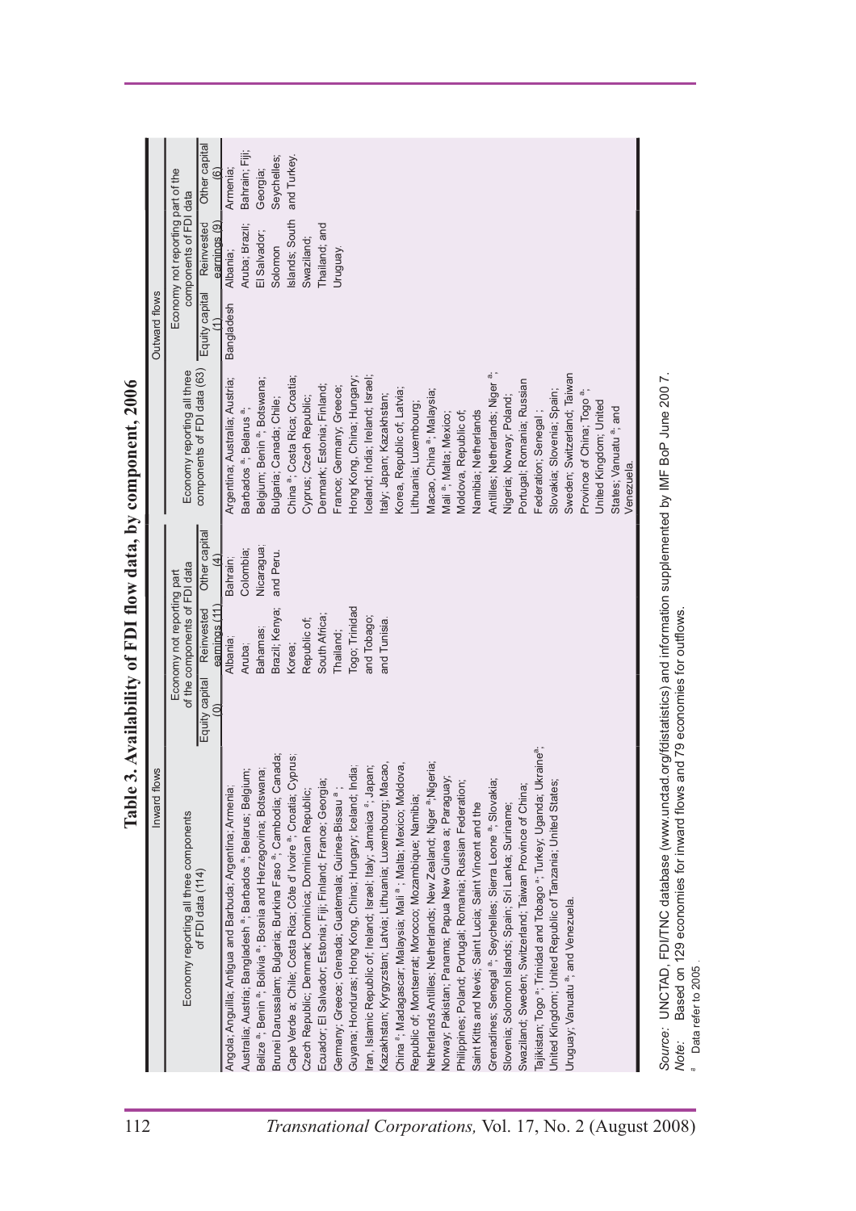# Table 3. Availability of FDI flow data, by component, 2006

| Inward flows | | | | Outward flows | | | |
|---|---|---|---|---|---|---|---|
| Economy reporting all three components of FDI data (114) | Economy not reporting part of the components of FDI data | | | Economy reporting all three components of FDI data (63) | Economy not reporting part of the components of FDI data | | |
| | Equity capital (0) | Reinvested earnings (11) | Other capital (4) | | Equity capital (1) | Reinvested earnings (9) | Other capital (6) |
| Angola; Anguilla; Antigua and Barbuda; Argentina; Armenia; Australia; Austria; Bangladesh [a]; Barbados [a]; Belarus; Belgium; Belize [a]; Benin [a]; Bolivia [a]; Bosnia and Herzegovina; Botswana; Brunei Darussalam; Bulgaria; Burkina Faso [a]; Cambodia; Canada; Cape Verde a; Chile; Costa Rica; Côte d' Ivoire [a]; Croatia; Cyprus; Czech Republic; Denmark; Dominica; Dominican Republic; Ecuador; El Salvador; Estonia; Fiji; Finland; France; Georgia; Germany; Greece; Grenada; Guatemala; Guinea-Bissau [a]; Guyana; Honduras; Hong Kong, China; Hungary; Iceland; India; Iran, Islamic Republic of; Ireland; Israel; Italy; Jamaica [a]; Japan; Kazakhstan; Kyrgyzstan; Latvia; Lithuania; Luxembourg; Macao, China [a]; Madagascar; Malaysia; Mali [a]; Malta; Mexico; Moldova, Republic of; Montserrat; Morocco; Mozambique; Namibia; Netherlands Antilles; Netherlands; New Zealand; Niger [a]; Nigeria; Norway; Pakistan; Panama; Papua New Guinea a; Paraguay; Philippines; Poland; Portugal; Romania; Russian Federation; Saint Kitts and Nevis; Saint Lucia; Saint Vincent and the Grenadines; Senegal [a]; Seychelles; Sierra Leone [a]; Slovakia; Slovenia; Solomon Islands; Spain; Sri Lanka; Suriname; Swaziland; Sweden; Switzerland; Taiwan Province of China; Tajikistan; Togo [a]; Trinidad and Tobago [a]; Turkey; Uganda; Ukraine[a]; United Kingdom; United Republic of Tanzania; United States; Uruguay; Vanuatu [a]; and Venezuela. | | Albania; Aruba; Bahamas; Brazil; Kenya; Korea; Republic of; South Africa; Thailand; Togo; Trinidad and Tobago; and Tunisia. | Bahrain; Colombia; Nicaragua; and Peru. | Argentina; Australia; Austria; Barbados [a], Belarus [a]; Belgium; Benin [a]; Botswana; Bulgaria; Canada; Chile; China [a]; Costa Rica; Croatia; Cyprus; Czech Republic; Denmark; Estonia; Finland; France; Germany; Greece; Hong Kong, China; Hungary; Iceland; India; Ireland; Israel; Italy; Japan; Kazakhstan; Korea, Republic of; Latvia; Lithuania; Luxembourg; Macao, China [a]; Malaysia; Mali [a]; Malta; Mexico; Moldova, Republic of; Namibia; Netherlands Antilles; Netherlands; Niger [a]; Nigeria; Norway; Poland; Portugal; Romania; Russian Federation; Senegal ; Slovakia; Slovenia; Spain; Sweden; Switzerland; Taiwan Province of China; Togo [a]; United Kingdom; United States; Vanuatu [a]; and Venezuela. | Bangladesh | Albania; Aruba; Brazil; El Salvador; Solomon Islands; South Swaziland; Thailand; and Uruguay. | Armenia; Bahrain; Fiji; Georgia; Seychelles; and Turkey. |

*Source:* UNCTAD, FDI/TNC database (www.unctad.org/fdistatistics) and information supplemented by IMF BoP June 2007.
*Note:* Based on 129 economies for inward flows and 79 economies for outflows.

[a] Data refer to 2005.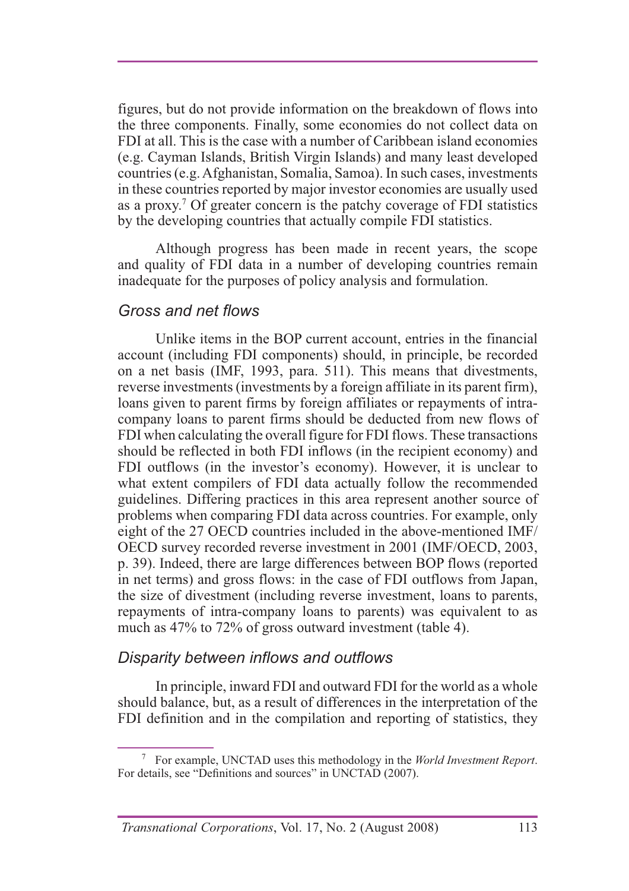figures, but do not provide information on the breakdown of flows into the three components. Finally, some economies do not collect data on FDI at all. This is the case with a number of Caribbean island economies (e.g. Cayman Islands, British Virgin Islands) and many least developed countries (e.g. Afghanistan, Somalia, Samoa). In such cases, investments in these countries reported by major investor economies are usually used as a proxy.[7] Of greater concern is the patchy coverage of FDI statistics by the developing countries that actually compile FDI statistics.

Although progress has been made in recent years, the scope and quality of FDI data in a number of developing countries remain inadequate for the purposes of policy analysis and formulation.

### *Gross and net flows*

Unlike items in the BOP current account, entries in the financial account (including FDI components) should, in principle, be recorded on a net basis (IMF, 1993, para. 511). This means that divestments, reverse investments (investments by a foreign affiliate in its parent firm), loans given to parent firms by foreign affiliates or repayments of intra-company loans to parent firms should be deducted from new flows of FDI when calculating the overall figure for FDI flows. These transactions should be reflected in both FDI inflows (in the recipient economy) and FDI outflows (in the investor's economy). However, it is unclear to what extent compilers of FDI data actually follow the recommended guidelines. Differing practices in this area represent another source of problems when comparing FDI data across countries. For example, only eight of the 27 OECD countries included in the above-mentioned IMF/OECD survey recorded reverse investment in 2001 (IMF/OECD, 2003, p. 39). Indeed, there are large differences between BOP flows (reported in net terms) and gross flows: in the case of FDI outflows from Japan, the size of divestment (including reverse investment, loans to parents, repayments of intra-company loans to parents) was equivalent to as much as 47% to 72% of gross outward investment (table 4).

### *Disparity between inflows and outflows*

In principle, inward FDI and outward FDI for the world as a whole should balance, but, as a result of differences in the interpretation of the FDI definition and in the compilation and reporting of statistics, they

---

[7] For example, UNCTAD uses this methodology in the *World Investment Report*. For details, see "Definitions and sources" in UNCTAD (2007).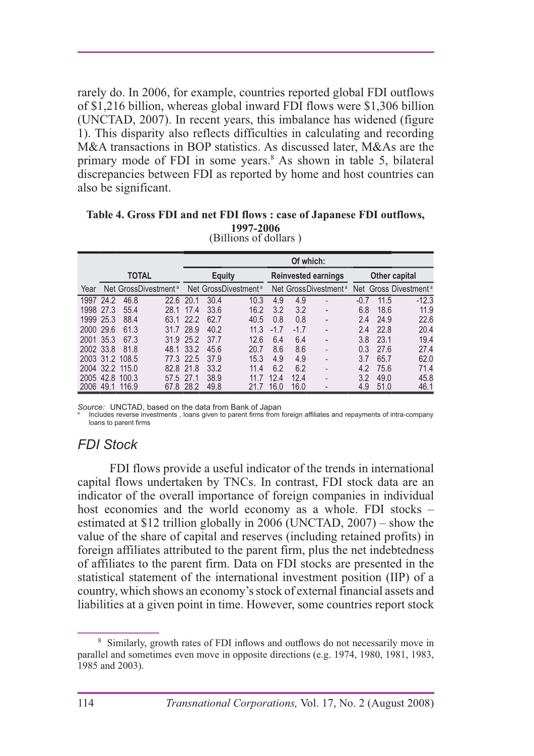rarely do. In 2006, for example, countries reported global FDI outflows of $1,216 billion, whereas global inward FDI flows were $1,306 billion (UNCTAD, 2007). In recent years, this imbalance has widened (figure 1). This disparity also reflects difficulties in calculating and recording M&A transactions in BOP statistics. As discussed later, M&As are the primary mode of FDI in some years.[8] As shown in table 5, bilateral discrepancies between FDI as reported by home and host countries can also be significant.

**Table 4. Gross FDI and net FDI flows : case of Japanese FDI outflows, 1997-2006**
(Billions of dollars )

| | TOTAL | | | Of which: | | | | | | | | |
|---|---|---|---|---|---|---|---|---|---|---|---|---|
| | | | | Equity | | | Reinvested earnings | | | Other capital | | |
| Year | Net | Gross | Divestment [a] | Net | Gross | Divestment [a] | Net | Gross | Divestment [a] | Net | Gross | Divestment [a] |
| 1997 | 24.2 | 46.8 | 22.6 | 20.1 | 30.4 | 10.3 | 4.9 | 4.9 | - | -0.7 | 11.5 | -12.3 |
| 1998 | 27.3 | 55.4 | 28.1 | 17.4 | 33.6 | 16.2 | 3.2 | 3.2 | - | 6.8 | 18.6 | 11.9 |
| 1999 | 25.3 | 88.4 | 63.1 | 22.2 | 62.7 | 40.5 | 0.8 | 0.8 | - | 2.4 | 24.9 | 22.6 |
| 2000 | 29.6 | 61.3 | 31.7 | 28.9 | 40.2 | 11.3 | -1.7 | -1.7 | - | 2.4 | 22.8 | 20.4 |
| 2001 | 35.3 | 67.3 | 31.9 | 25.2 | 37.7 | 12.6 | 6.4 | 6.4 | - | 3.8 | 23.1 | 19.4 |
| 2002 | 33.8 | 81.8 | 48.1 | 33.2 | 45.6 | 20.7 | 8.6 | 8.6 | - | 0.3 | 27.6 | 27.4 |
| 2003 | 31.2 | 108.5 | 77.3 | 22.5 | 37.9 | 15.3 | 4.9 | 4.9 | - | 3.7 | 65.7 | 62.0 |
| 2004 | 32.2 | 115.0 | 82.8 | 21.8 | 33.2 | 11.4 | 6.2 | 6.2 | - | 4.2 | 75.6 | 71.4 |
| 2005 | 42.8 | 100.3 | 57.5 | 27.1 | 38.9 | 11.7 | 12.4 | 12.4 | - | 3.2 | 49.0 | 45.8 |
| 2006 | 49.1 | 116.9 | 67.8 | 28.2 | 49.8 | 21.7 | 16.0 | 16.0 | - | 4.9 | 51.0 | 46.1 |

*Source:* UNCTAD, based on the data from Bank of Japan

[a] Includes reverse investments , loans given to parent firms from foreign affiliates and repayments of intra-company loans to parent firms

## *FDI Stock*

FDI flows provide a useful indicator of the trends in international capital flows undertaken by TNCs. In contrast, FDI stock data are an indicator of the overall importance of foreign companies in individual host economies and the world economy as a whole. FDI stocks – estimated at $12 trillion globally in 2006 (UNCTAD, 2007) – show the value of the share of capital and reserves (including retained profits) in foreign affiliates attributed to the parent firm, plus the net indebtedness of affiliates to the parent firm. Data on FDI stocks are presented in the statistical statement of the international investment position (IIP) of a country, which shows an economy's stock of external financial assets and liabilities at a given point in time. However, some countries report stock

[8] Similarly, growth rates of FDI inflows and outflows do not necessarily move in parallel and sometimes even move in opposite directions (e.g. 1974, 1980, 1981, 1983, 1985 and 2003).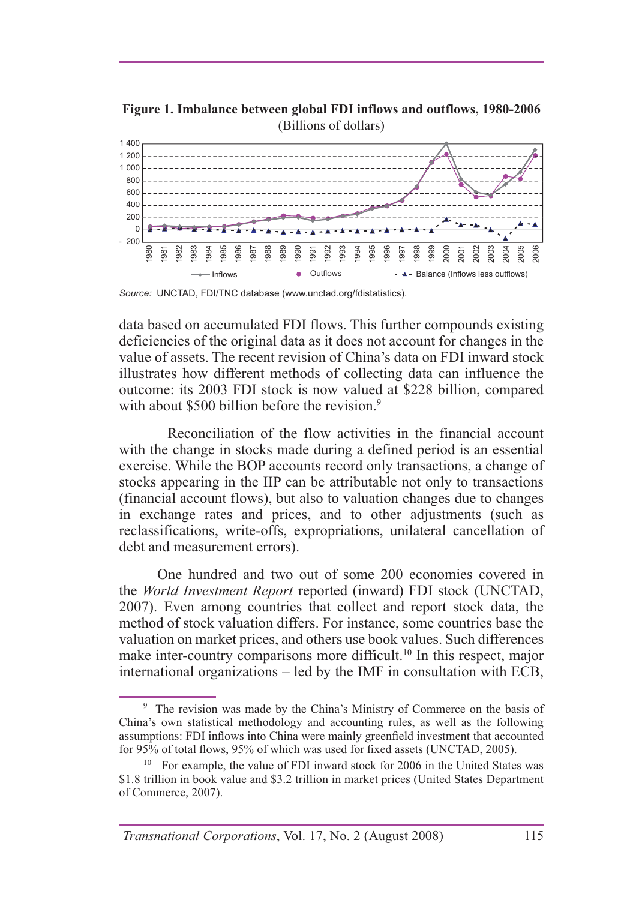**Figure 1. Imbalance between global FDI inflows and outflows, 1980-2006**
(Billions of dollars)

*Source:* UNCTAD, FDI/TNC database (www.unctad.org/fdistatistics).

data based on accumulated FDI flows. This further compounds existing deficiencies of the original data as it does not account for changes in the value of assets. The recent revision of China's data on FDI inward stock illustrates how different methods of collecting data can influence the outcome: its 2003 FDI stock is now valued at \$228 billion, compared with about \$500 billion before the revision.[9]

Reconciliation of the flow activities in the financial account with the change in stocks made during a defined period is an essential exercise. While the BOP accounts record only transactions, a change of stocks appearing in the IIP can be attributable not only to transactions (financial account flows), but also to valuation changes due to changes in exchange rates and prices, and to other adjustments (such as reclassifications, write-offs, expropriations, unilateral cancellation of debt and measurement errors).

One hundred and two out of some 200 economies covered in the *World Investment Report* reported (inward) FDI stock (UNCTAD, 2007). Even among countries that collect and report stock data, the method of stock valuation differs. For instance, some countries base the valuation on market prices, and others use book values. Such differences make inter-country comparisons more difficult.[10] In this respect, major international organizations – led by the IMF in consultation with ECB,

---

[9] The revision was made by the China's Ministry of Commerce on the basis of China's own statistical methodology and accounting rules, as well as the following assumptions: FDI inflows into China were mainly greenfield investment that accounted for 95% of total flows, 95% of which was used for fixed assets (UNCTAD, 2005).

[10] For example, the value of FDI inward stock for 2006 in the United States was \$1.8 trillion in book value and \$3.2 trillion in market prices (United States Department of Commerce, 2007).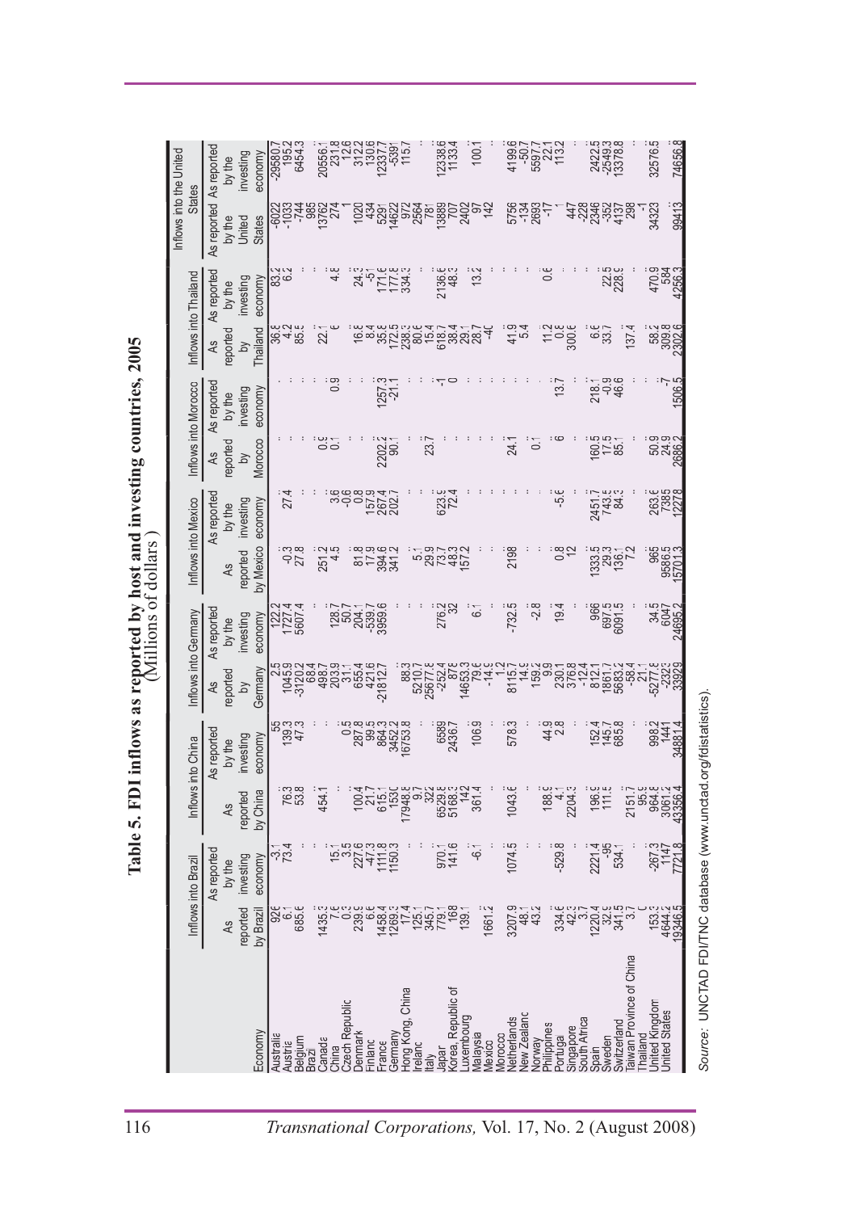# Table 5. FDI inflows as reported by host and investing countries, 2005
(Millions of dollars)

| Economy | Inflows into Brazil | | Inflows into China | | Inflows into Germany | | Inflows into Mexico | | Inflows into Morocco | | Inflows into Thailand | | Inflows into the United States | |
|---|---|---|---|---|---|---|---|---|---|---|---|---|---|---|
| | As reported by Brazil | As reported by the investing economy | As reported by China | As reported by the investing economy | As reported by Germany | As reported by the investing economy | As reported by Mexico | As reported by the investing economy | As reported by Morocco | As reported by the investing economy | As reported by Thailand | As reported by the investing economy | As reported by the United States | As reported by the investing economy |
| Australia | 926 | -3.1 | .. | 55 | 2.5 | 122.2 | .. | .. | .. | .. | 36.8 | 83.2 | -6022 | -29580.7 |
| Austria | 6.1 | 73.4 | 76.3 | 139.3 | 1045.9 | 1727.4 | -0.3 | 27.4 | .. | .. | 4.2 | 6.2 | -1033 | 195.2 |
| Belgium | 685.6 | .. | 53.8 | 47.3 | -3120.2 | 5607.4 | 27.8 | .. | .. | .. | 85.5 | .. | -744 | 6454.3 |
| Brazil | .. | .. | .. | .. | 68.4 | .. | .. | .. | .. | .. | .. | .. | 985 | .. |
| Canada | 1435.3 | .. | 454.1 | .. | 498.7 | .. | 251.2 | .. | 0.9 | 0.9 | 22.1 | .. | 13762 | 20556.1 |
| China | 7.6 | 15.1 | .. | .. | 203.9 | 128.7 | 4.5 | 3.6 | 0.1 | .. | 6 | 4.8 | 274 | 231.8 |
| Czech Republic | 0.3 | 3.5 | .. | 0.5 | 31.1 | 50.7 | .. | -0.6 | .. | .. | .. | .. | 1 | 12.6 |
| Denmark | 239.9 | 227.6 | 100.4 | 287.8 | 655.4 | 204.1 | 81.8 | 0.8 | .. | .. | 16.8 | 24.3 | 1020 | 312.2 |
| Finland | 6.6 | -47.3 | 21.7 | 99.5 | 421.6 | -539.7 | 17.9 | 157.9 | .. | .. | 8.4 | -51 | 434 | 130.6 |
| France | 1458.4 | 1111.8 | 615.1 | 864.3 | -21812.7 | 3959.6 | 394.6 | 267.4 | 2202.2 | 1257.3 | 35.8 | 171.6 | 5291 | 12337.7 |
| Germany | 1269.3 | 1150.3 | 1530 | 3452.2 | .. | .. | 341.2 | 202.7 | 90.1 | -21.1 | 172.5 | 177.8 | 14622 | -5391 |
| Hong Kong, China | 17.4 | .. | 17948.8 | 16753.8 | 88.3 | .. | .. | .. | .. | .. | 238.3 | 334.3 | 2564 | 115.7 |
| Ireland | 125.1 | .. | 9.7 | .. | 5210.7 | .. | 5.1 | .. | .. | .. | 80.6 | .. | 972 | .. |
| Italy | 345.7 | .. | 322 | .. | 25677.8 | .. | 29.9 | .. | 23.7 | .. | 15.4 | .. | 781 | .. |
| Japan | 779.1 | 970.1 | 6529.8 | 6589 | -252.4 | 276.2 | 73.7 | 623.9 | .. | -1 | 618.7 | 2136.6 | 13889 | 12338.6 |
| Korea, Republic of | 168 | 141.6 | 5168.3 | 2436.7 | 878 | 32 | 48.3 | 72.4 | .. | 0 | 38.4 | 48.3 | 707 | 1133.4 |
| Luxembourg | 139.1 | .. | 142 | .. | 14653.3 | .. | 157.2 | .. | .. | .. | 29.1 | .. | 2402 | .. |
| Malaysia | .. | -6.1 | 361.4 | 106.9 | 79.6 | 6.1 | .. | .. | .. | .. | 28.7 | 13.2 | 97 | 100.1 |
| Mexico | 1661.2 | .. | .. | .. | -14.9 | .. | .. | .. | .. | .. | -40 | .. | 142 | .. |
| Morocco | .. | .. | .. | .. | 1.2 | .. | .. | .. | .. | .. | .. | .. | .. | .. |
| Netherlands | 3207.9 | 1074.5 | 1043.6 | 578.3 | 8115.7 | -732.5 | 2198 | .. | 24.1 | .. | 41.9 | .. | 5756 | 4199.6 |
| New Zealand | 48.1 | .. | .. | .. | 14.9 | .. | .. | .. | .. | .. | 5.4 | .. | -134 | -50.7 |
| Norway | 43.2 | .. | .. | .. | 159.2 | -2.8 | .. | .. | 0.1 | .. | .. | .. | 2693 | 5597.7 |
| Philippines | .. | .. | 188.9 | 44.9 | 9.9 | .. | .. | .. | .. | .. | 11.2 | 0.6 | -17 | 22.1 |
| Portugal | 334.6 | -529.8 | 4.1 | 2.8 | 230.1 | 19.4 | 0.8 | -5.6 | 6 | 13.7 | 0.8 | .. | .. | 113.2 |
| Singapore | 42.3 | .. | 2204.3 | .. | 376.8 | .. | 12 | .. | .. | .. | 300.6 | .. | 447 | .. |
| South Africa | 3.7 | .. | .. | .. | -12.4 | .. | .. | .. | .. | .. | .. | .. | -228 | .. |
| Spain | 1220.4 | 2221.4 | 196.9 | 152.4 | 812.1 | 966 | 1333.5 | 2451.7 | 160.5 | 218.1 | 6.6 | 22.5 | 2346 | 2422.5 |
| Sweden | 32.9 | -95 | 111.5 | 145.7 | 1861.7 | 697.5 | 29.3 | 743.5 | 17.5 | -0.9 | 33.7 | 228.9 | -352 | -2549.3 |
| Switzerland | 341.5 | 534.1 | .. | 685.8 | 5683.2 | 6091.5 | 136.1 | 84.3 | 85.1 | 46.6 | .. | .. | 4137 | 13378.8 |
| Taiwan Province of China | 3.7 | .. | 2151.7 | .. | -58.4 | .. | 7.2 | .. | .. | .. | 137.4 | .. | 298 | .. |
| Thailand | 0 | .. | 95.9 | .. | 21.1 | .. | .. | .. | .. | .. | .. | .. | -1 | .. |
| United Kingdom | 153.3 | -267.3 | 964.8 | 998.2 | -5277.8 | 34.5 | 965 | 263.6 | 50.9 | .. | 58.2 | 470.9 | 34323 | 32576.5 |
| United States | 4644.2 | 1147 | 3061.2 | 1441 | -2323 | 6047 | 9586.5 | 7385 | 24.9 | -7 | 309.8 | 584 | .. | .. |
| | 19346.5 | 7721.8 | 43356.4 | 34881.4 | 33929 | 24695.2 | 15701.3 | 12278 | 2686.2 | 1506.5 | 2302.6 | 4256.3 | 99413 | 74656.8 |

*Source:* UNCTAD FDI/TNC database (www.unctad.org/fdistatistics).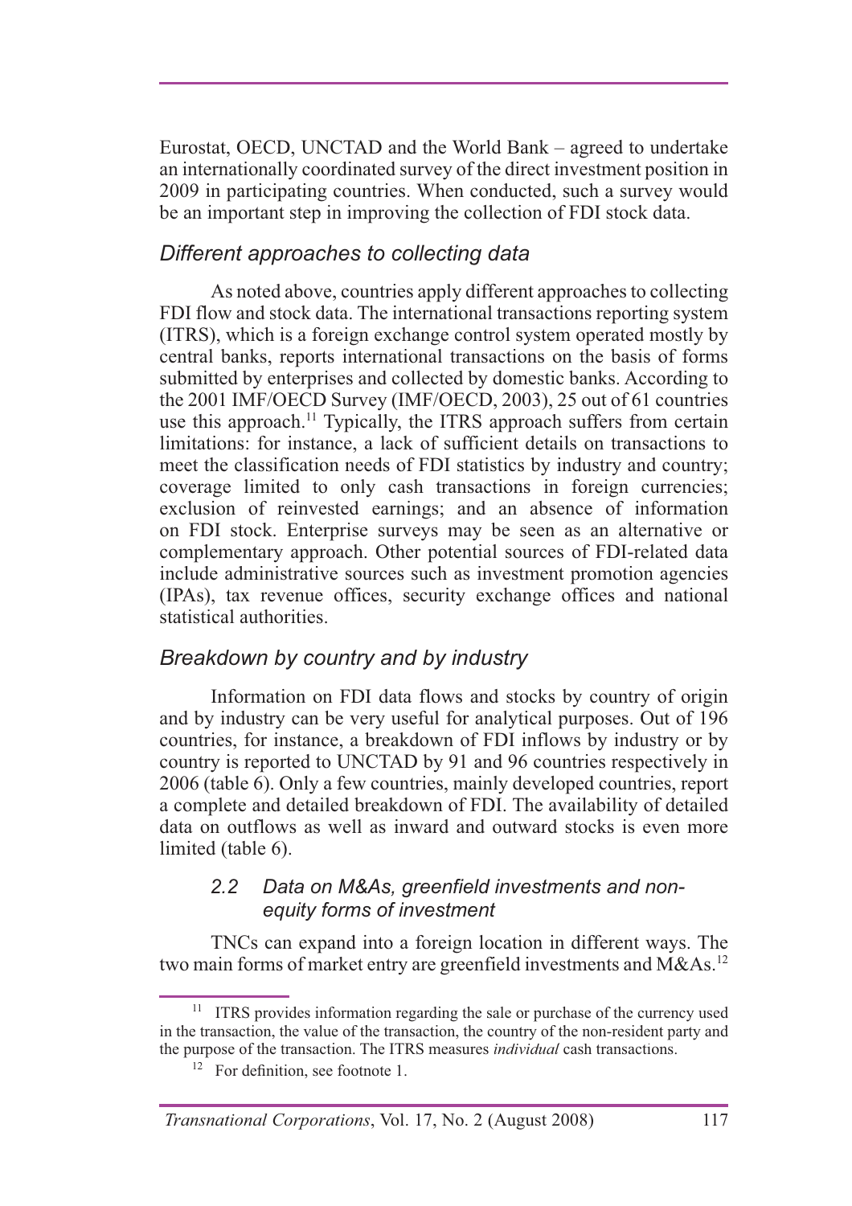Eurostat, OECD, UNCTAD and the World Bank – agreed to undertake an internationally coordinated survey of the direct investment position in 2009 in participating countries. When conducted, such a survey would be an important step in improving the collection of FDI stock data.

### *Different approaches to collecting data*

As noted above, countries apply different approaches to collecting FDI flow and stock data. The international transactions reporting system (ITRS), which is a foreign exchange control system operated mostly by central banks, reports international transactions on the basis of forms submitted by enterprises and collected by domestic banks. According to the 2001 IMF/OECD Survey (IMF/OECD, 2003), 25 out of 61 countries use this approach.[11] Typically, the ITRS approach suffers from certain limitations: for instance, a lack of sufficient details on transactions to meet the classification needs of FDI statistics by industry and country; coverage limited to only cash transactions in foreign currencies; exclusion of reinvested earnings; and an absence of information on FDI stock. Enterprise surveys may be seen as an alternative or complementary approach. Other potential sources of FDI-related data include administrative sources such as investment promotion agencies (IPAs), tax revenue offices, security exchange offices and national statistical authorities.

### *Breakdown by country and by industry*

Information on FDI data flows and stocks by country of origin and by industry can be very useful for analytical purposes. Out of 196 countries, for instance, a breakdown of FDI inflows by industry or by country is reported to UNCTAD by 91 and 96 countries respectively in 2006 (table 6). Only a few countries, mainly developed countries, report a complete and detailed breakdown of FDI. The availability of detailed data on outflows as well as inward and outward stocks is even more limited (table 6).

### *2.2 Data on M&As, greenfield investments and non-equity forms of investment*

TNCs can expand into a foreign location in different ways. The two main forms of market entry are greenfield investments and M&As.[12]

---

[11] ITRS provides information regarding the sale or purchase of the currency used in the transaction, the value of the transaction, the country of the non-resident party and the purpose of the transaction. The ITRS measures *individual* cash transactions.

[12] For definition, see footnote 1.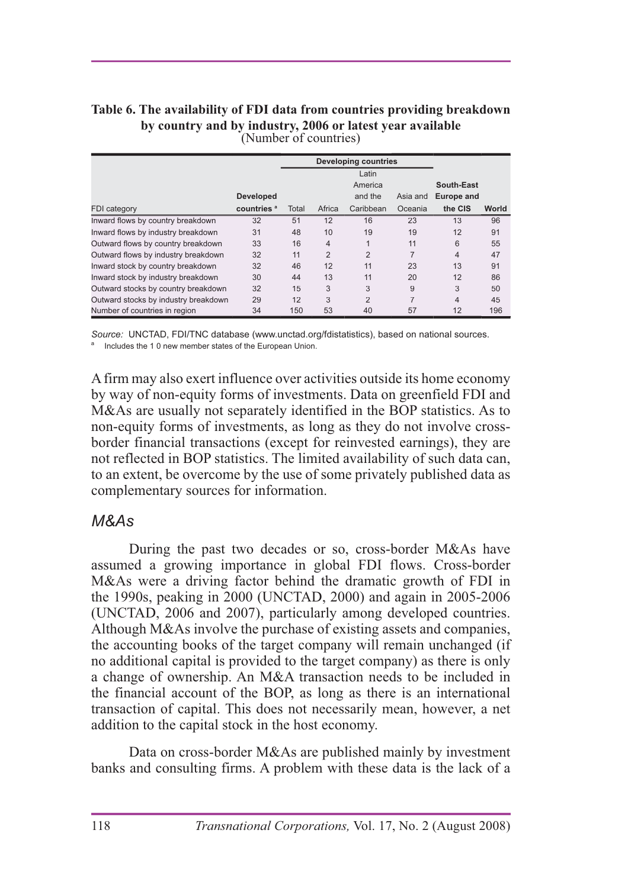**Table 6. The availability of FDI data from countries providing breakdown by country and by industry, 2006 or latest year available**
(Number of countries)

| | | Developing countries | | | | | |
|---|---|---|---|---|---|---|---|
| FDI category | Developed countries [a] | Total | Africa | Latin America and the Caribbean | Asia and Oceania | South-East Europe and the CIS | World |
| Inward flows by country breakdown | 32 | 51 | 12 | 16 | 23 | 13 | 96 |
| Inward flows by industry breakdown | 31 | 48 | 10 | 19 | 19 | 12 | 91 |
| Outward flows by country breakdown | 33 | 16 | 4 | 1 | 11 | 6 | 55 |
| Outward flows by industry breakdown | 32 | 11 | 2 | 2 | 7 | 4 | 47 |
| Inward stock by country breakdown | 32 | 46 | 12 | 11 | 23 | 13 | 91 |
| Inward stock by industry breakdown | 30 | 44 | 13 | 11 | 20 | 12 | 86 |
| Outward stocks by country breakdown | 32 | 15 | 3 | 3 | 9 | 3 | 50 |
| Outward stocks by industry breakdown | 29 | 12 | 3 | 2 | 7 | 4 | 45 |
| Number of countries in region | 34 | 150 | 53 | 40 | 57 | 12 | 196 |

*Source:* UNCTAD, FDI/TNC database (www.unctad.org/fdistatistics), based on national sources.

[a] Includes the 1 0 new member states of the European Union.

A firm may also exert influence over activities outside its home economy by way of non-equity forms of investments. Data on greenfield FDI and M&As are usually not separately identified in the BOP statistics. As to non-equity forms of investments, as long as they do not involve cross-border financial transactions (except for reinvested earnings), they are not reflected in BOP statistics. The limited availability of such data can, to an extent, be overcome by the use of some privately published data as complementary sources for information.

### *M&As*

During the past two decades or so, cross-border M&As have assumed a growing importance in global FDI flows. Cross-border M&As were a driving factor behind the dramatic growth of FDI in the 1990s, peaking in 2000 (UNCTAD, 2000) and again in 2005-2006 (UNCTAD, 2006 and 2007), particularly among developed countries. Although M&As involve the purchase of existing assets and companies, the accounting books of the target company will remain unchanged (if no additional capital is provided to the target company) as there is only a change of ownership. An M&A transaction needs to be included in the financial account of the BOP, as long as there is an international transaction of capital. This does not necessarily mean, however, a net addition to the capital stock in the host economy.

Data on cross-border M&As are published mainly by investment banks and consulting firms. A problem with these data is the lack of a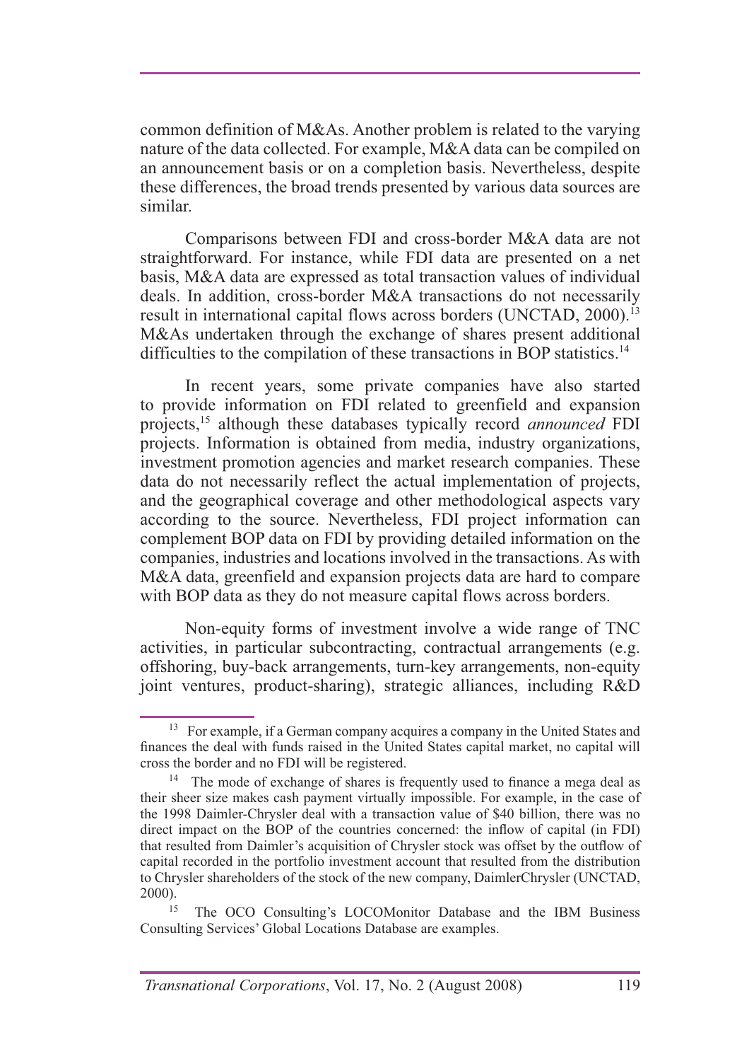common definition of M&As. Another problem is related to the varying nature of the data collected. For example, M&A data can be compiled on an announcement basis or on a completion basis. Nevertheless, despite these differences, the broad trends presented by various data sources are similar.

Comparisons between FDI and cross-border M&A data are not straightforward. For instance, while FDI data are presented on a net basis, M&A data are expressed as total transaction values of individual deals. In addition, cross-border M&A transactions do not necessarily result in international capital flows across borders (UNCTAD, 2000).[13] M&As undertaken through the exchange of shares present additional difficulties to the compilation of these transactions in BOP statistics.[14]

In recent years, some private companies have also started to provide information on FDI related to greenfield and expansion projects,[15] although these databases typically record *announced* FDI projects. Information is obtained from media, industry organizations, investment promotion agencies and market research companies. These data do not necessarily reflect the actual implementation of projects, and the geographical coverage and other methodological aspects vary according to the source. Nevertheless, FDI project information can complement BOP data on FDI by providing detailed information on the companies, industries and locations involved in the transactions. As with M&A data, greenfield and expansion projects data are hard to compare with BOP data as they do not measure capital flows across borders.

Non-equity forms of investment involve a wide range of TNC activities, in particular subcontracting, contractual arrangements (e.g. offshoring, buy-back arrangements, turn-key arrangements, non-equity joint ventures, product-sharing), strategic alliances, including R&D

---

[13] For example, if a German company acquires a company in the United States and finances the deal with funds raised in the United States capital market, no capital will cross the border and no FDI will be registered.

[14] The mode of exchange of shares is frequently used to finance a mega deal as their sheer size makes cash payment virtually impossible. For example, in the case of the 1998 Daimler-Chrysler deal with a transaction value of $40 billion, there was no direct impact on the BOP of the countries concerned: the inflow of capital (in FDI) that resulted from Daimler's acquisition of Chrysler stock was offset by the outflow of capital recorded in the portfolio investment account that resulted from the distribution to Chrysler shareholders of the stock of the new company, DaimlerChrysler (UNCTAD, 2000).

[15] The OCO Consulting's LOCOMonitor Database and the IBM Business Consulting Services' Global Locations Database are examples.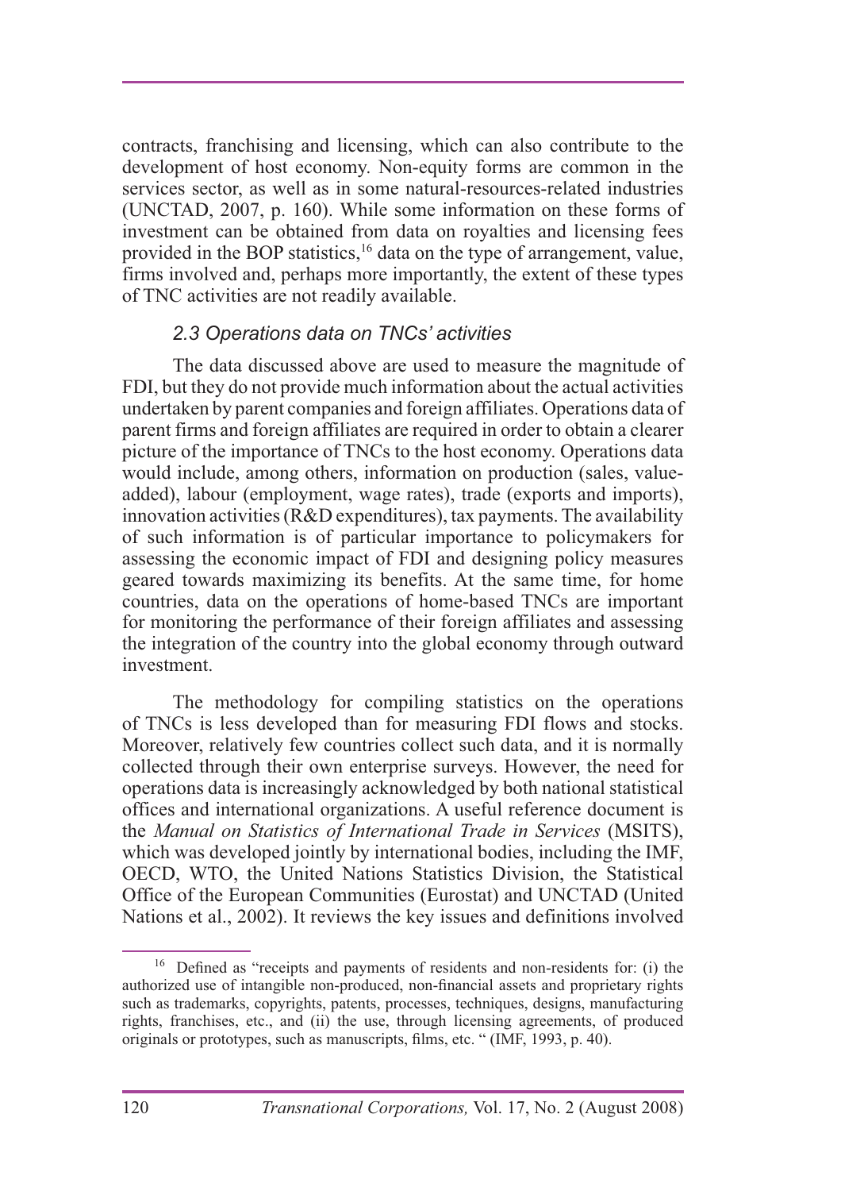contracts, franchising and licensing, which can also contribute to the development of host economy. Non-equity forms are common in the services sector, as well as in some natural-resources-related industries (UNCTAD, 2007, p. 160). While some information on these forms of investment can be obtained from data on royalties and licensing fees provided in the BOP statistics,[16] data on the type of arrangement, value, firms involved and, perhaps more importantly, the extent of these types of TNC activities are not readily available.

### *2.3 Operations data on TNCs' activities*

The data discussed above are used to measure the magnitude of FDI, but they do not provide much information about the actual activities undertaken by parent companies and foreign affiliates. Operations data of parent firms and foreign affiliates are required in order to obtain a clearer picture of the importance of TNCs to the host economy. Operations data would include, among others, information on production (sales, value-added), labour (employment, wage rates), trade (exports and imports), innovation activities (R&D expenditures), tax payments. The availability of such information is of particular importance to policymakers for assessing the economic impact of FDI and designing policy measures geared towards maximizing its benefits. At the same time, for home countries, data on the operations of home-based TNCs are important for monitoring the performance of their foreign affiliates and assessing the integration of the country into the global economy through outward investment.

The methodology for compiling statistics on the operations of TNCs is less developed than for measuring FDI flows and stocks. Moreover, relatively few countries collect such data, and it is normally collected through their own enterprise surveys. However, the need for operations data is increasingly acknowledged by both national statistical offices and international organizations. A useful reference document is the *Manual on Statistics of International Trade in Services* (MSITS), which was developed jointly by international bodies, including the IMF, OECD, WTO, the United Nations Statistics Division, the Statistical Office of the European Communities (Eurostat) and UNCTAD (United Nations et al., 2002). It reviews the key issues and definitions involved

---

[16] Defined as "receipts and payments of residents and non-residents for: (i) the authorized use of intangible non-produced, non-financial assets and proprietary rights such as trademarks, copyrights, patents, processes, techniques, designs, manufacturing rights, franchises, etc., and (ii) the use, through licensing agreements, of produced originals or prototypes, such as manuscripts, films, etc. " (IMF, 1993, p. 40).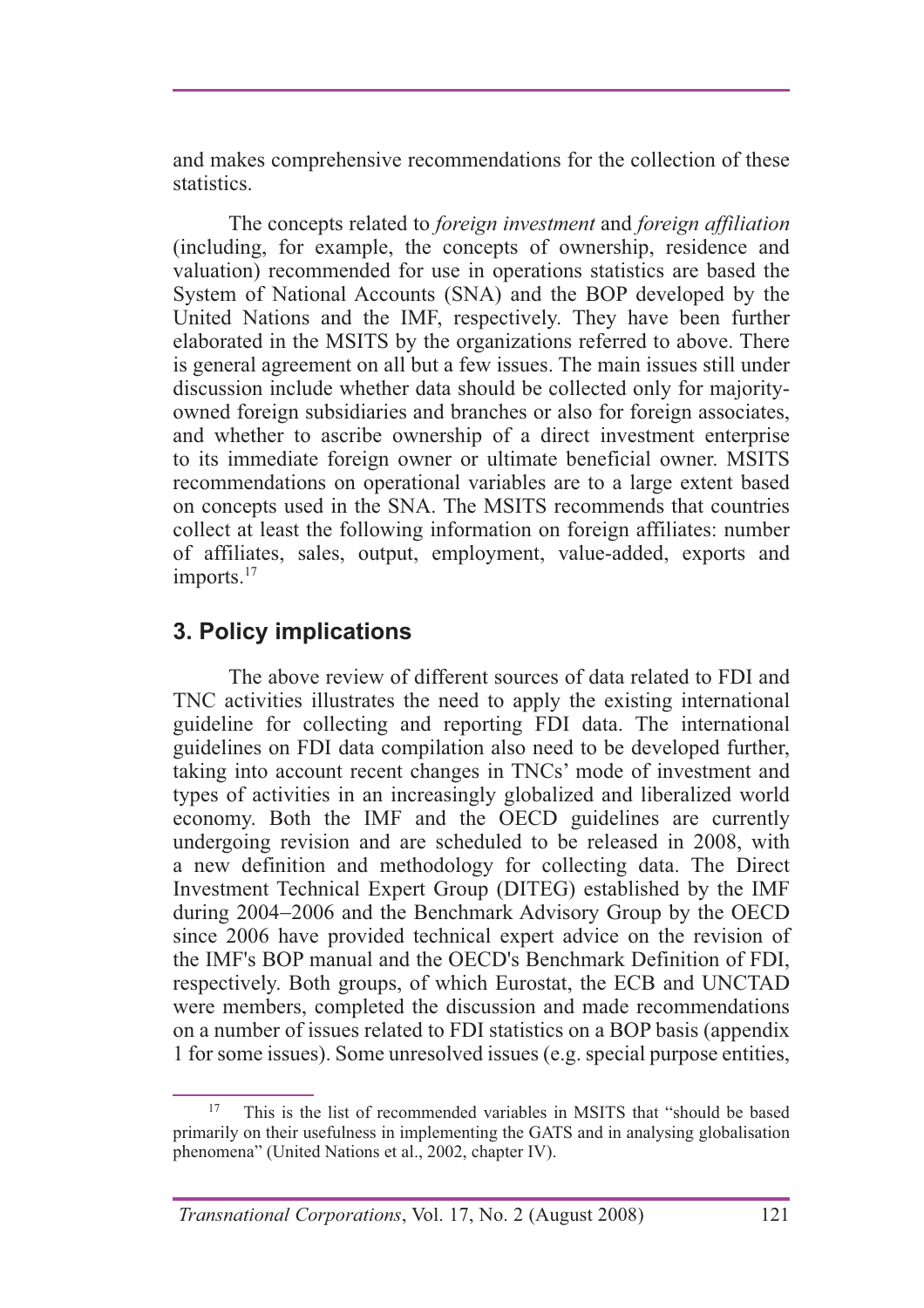and makes comprehensive recommendations for the collection of these statistics.

The concepts related to *foreign investment* and *foreign affiliation* (including, for example, the concepts of ownership, residence and valuation) recommended for use in operations statistics are based the System of National Accounts (SNA) and the BOP developed by the United Nations and the IMF, respectively. They have been further elaborated in the MSITS by the organizations referred to above. There is general agreement on all but a few issues. The main issues still under discussion include whether data should be collected only for majority-owned foreign subsidiaries and branches or also for foreign associates, and whether to ascribe ownership of a direct investment enterprise to its immediate foreign owner or ultimate beneficial owner. MSITS recommendations on operational variables are to a large extent based on concepts used in the SNA. The MSITS recommends that countries collect at least the following information on foreign affiliates: number of affiliates, sales, output, employment, value-added, exports and imports.[17]

## 3. Policy implications

The above review of different sources of data related to FDI and TNC activities illustrates the need to apply the existing international guideline for collecting and reporting FDI data. The international guidelines on FDI data compilation also need to be developed further, taking into account recent changes in TNCs' mode of investment and types of activities in an increasingly globalized and liberalized world economy. Both the IMF and the OECD guidelines are currently undergoing revision and are scheduled to be released in 2008, with a new definition and methodology for collecting data. The Direct Investment Technical Expert Group (DITEG) established by the IMF during 2004–2006 and the Benchmark Advisory Group by the OECD since 2006 have provided technical expert advice on the revision of the IMF's BOP manual and the OECD's Benchmark Definition of FDI, respectively. Both groups, of which Eurostat, the ECB and UNCTAD were members, completed the discussion and made recommendations on a number of issues related to FDI statistics on a BOP basis (appendix 1 for some issues). Some unresolved issues (e.g. special purpose entities,

---

[17] This is the list of recommended variables in MSITS that "should be based primarily on their usefulness in implementing the GATS and in analysing globalisation phenomena" (United Nations et al., 2002, chapter IV).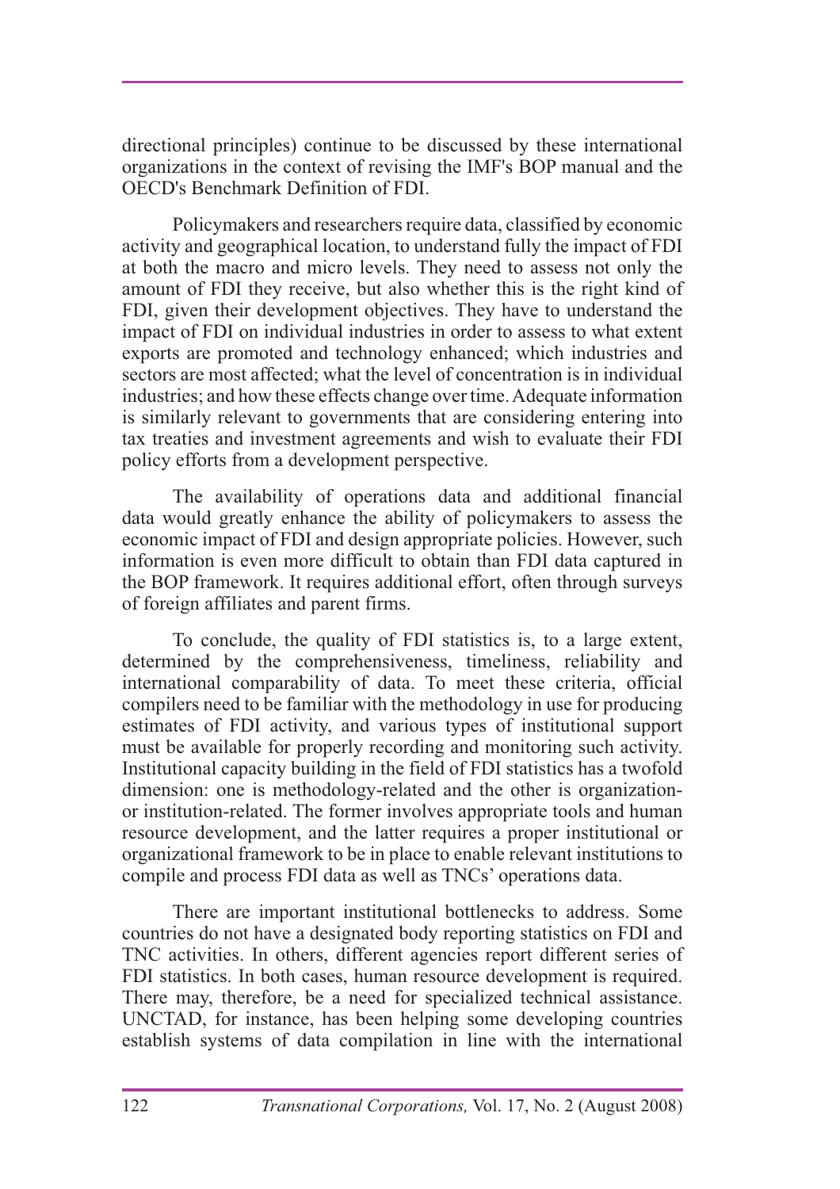directional principles) continue to be discussed by these international organizations in the context of revising the IMF's BOP manual and the OECD's Benchmark Definition of FDI.

Policymakers and researchers require data, classified by economic activity and geographical location, to understand fully the impact of FDI at both the macro and micro levels. They need to assess not only the amount of FDI they receive, but also whether this is the right kind of FDI, given their development objectives. They have to understand the impact of FDI on individual industries in order to assess to what extent exports are promoted and technology enhanced; which industries and sectors are most affected; what the level of concentration is in individual industries; and how these effects change over time. Adequate information is similarly relevant to governments that are considering entering into tax treaties and investment agreements and wish to evaluate their FDI policy efforts from a development perspective.

The availability of operations data and additional financial data would greatly enhance the ability of policymakers to assess the economic impact of FDI and design appropriate policies. However, such information is even more difficult to obtain than FDI data captured in the BOP framework. It requires additional effort, often through surveys of foreign affiliates and parent firms.

To conclude, the quality of FDI statistics is, to a large extent, determined by the comprehensiveness, timeliness, reliability and international comparability of data. To meet these criteria, official compilers need to be familiar with the methodology in use for producing estimates of FDI activity, and various types of institutional support must be available for properly recording and monitoring such activity. Institutional capacity building in the field of FDI statistics has a twofold dimension: one is methodology-related and the other is organization- or institution-related. The former involves appropriate tools and human resource development, and the latter requires a proper institutional or organizational framework to be in place to enable relevant institutions to compile and process FDI data as well as TNCs' operations data.

There are important institutional bottlenecks to address. Some countries do not have a designated body reporting statistics on FDI and TNC activities. In others, different agencies report different series of FDI statistics. In both cases, human resource development is required. There may, therefore, be a need for specialized technical assistance. UNCTAD, for instance, has been helping some developing countries establish systems of data compilation in line with the international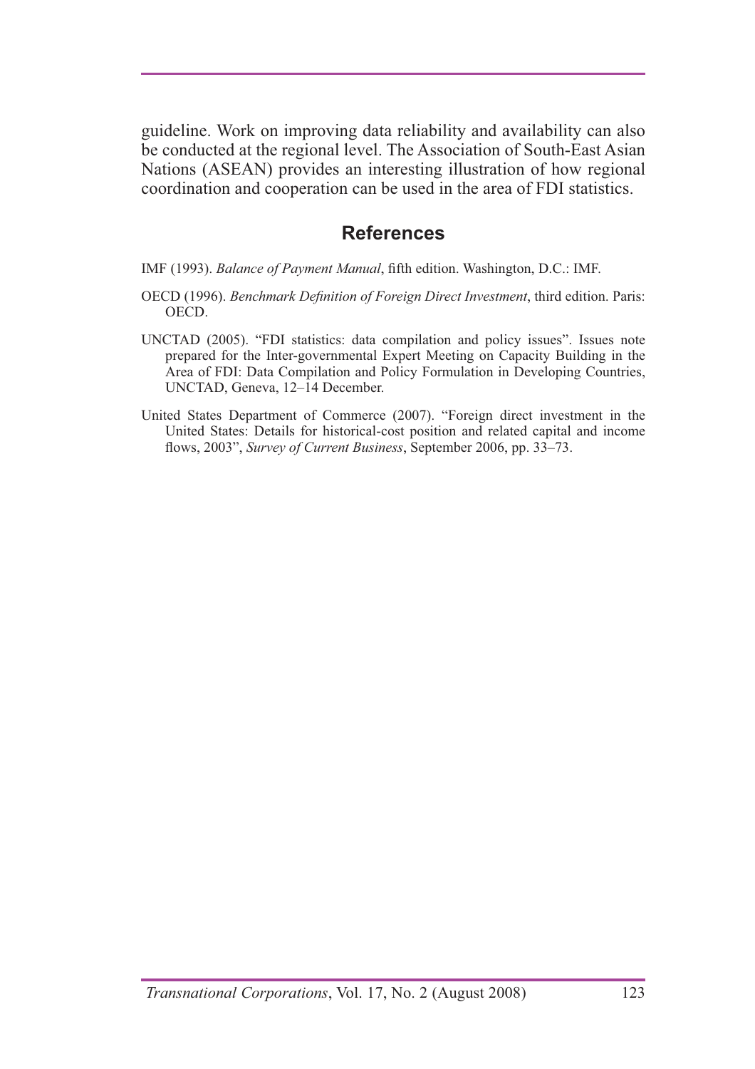guideline. Work on improving data reliability and availability can also be conducted at the regional level. The Association of South-East Asian Nations (ASEAN) provides an interesting illustration of how regional coordination and cooperation can be used in the area of FDI statistics.

## References

IMF (1993). *Balance of Payment Manual*, fifth edition. Washington, D.C.: IMF.

OECD (1996). *Benchmark Definition of Foreign Direct Investment*, third edition. Paris: OECD.

UNCTAD (2005). "FDI statistics: data compilation and policy issues". Issues note prepared for the Inter-governmental Expert Meeting on Capacity Building in the Area of FDI: Data Compilation and Policy Formulation in Developing Countries, UNCTAD, Geneva, 12–14 December.

United States Department of Commerce (2007). "Foreign direct investment in the United States: Details for historical-cost position and related capital and income flows, 2003", *Survey of Current Business*, September 2006, pp. 33–73.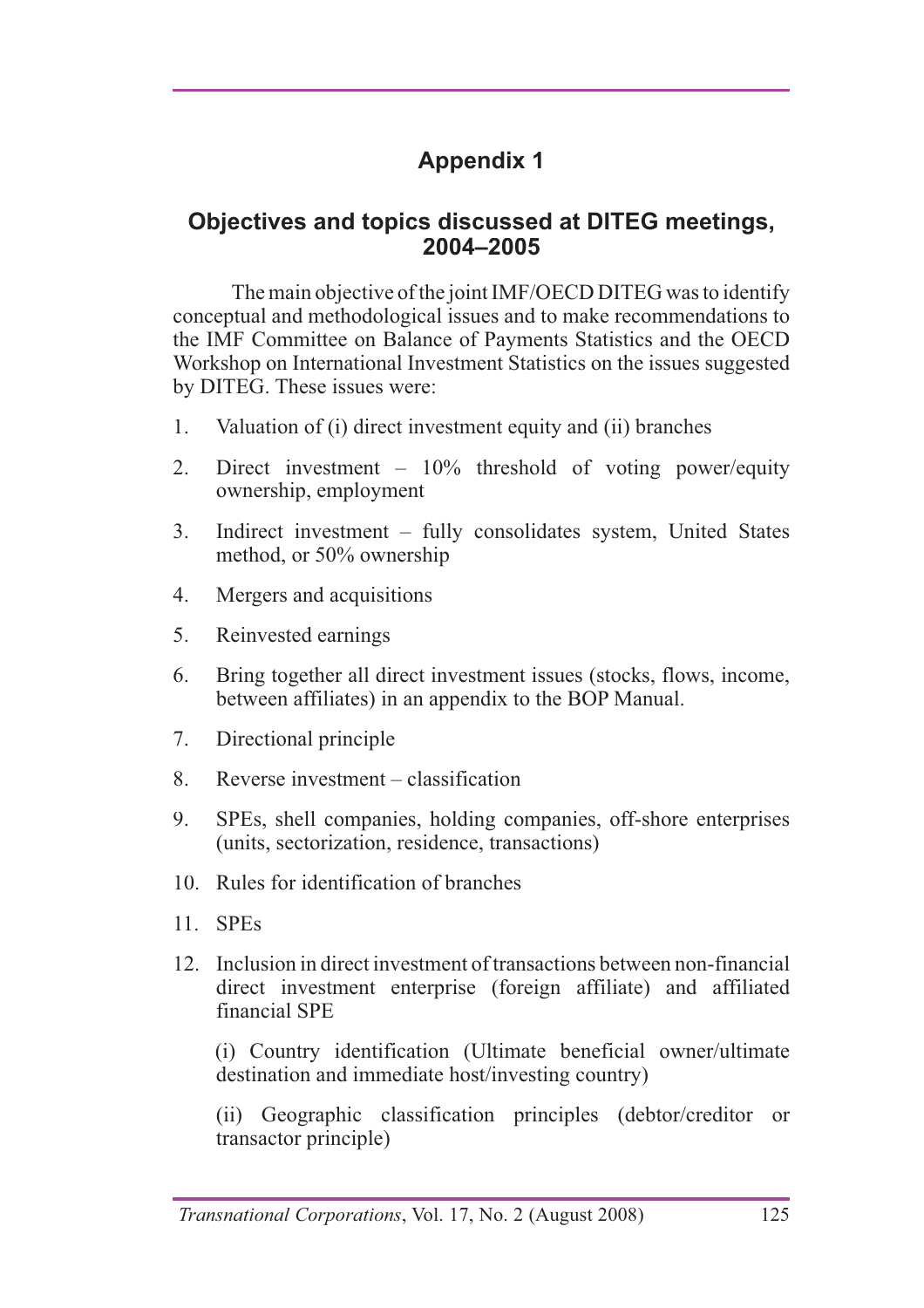# Appendix 1

## Objectives and topics discussed at DITEG meetings, 2004–2005

The main objective of the joint IMF/OECD DITEG was to identify conceptual and methodological issues and to make recommendations to the IMF Committee on Balance of Payments Statistics and the OECD Workshop on International Investment Statistics on the issues suggested by DITEG. These issues were:

1. Valuation of (i) direct investment equity and (ii) branches
2. Direct investment – 10% threshold of voting power/equity ownership, employment
3. Indirect investment – fully consolidates system, United States method, or 50% ownership
4. Mergers and acquisitions
5. Reinvested earnings
6. Bring together all direct investment issues (stocks, flows, income, between affiliates) in an appendix to the BOP Manual.
7. Directional principle
8. Reverse investment – classification
9. SPEs, shell companies, holding companies, off-shore enterprises (units, sectorization, residence, transactions)
10. Rules for identification of branches
11. SPEs
12. Inclusion in direct investment of transactions between non-financial direct investment enterprise (foreign affiliate) and affiliated financial SPE

    (i) Country identification (Ultimate beneficial owner/ultimate destination and immediate host/investing country)

    (ii) Geographic classification principles (debtor/creditor or transactor principle)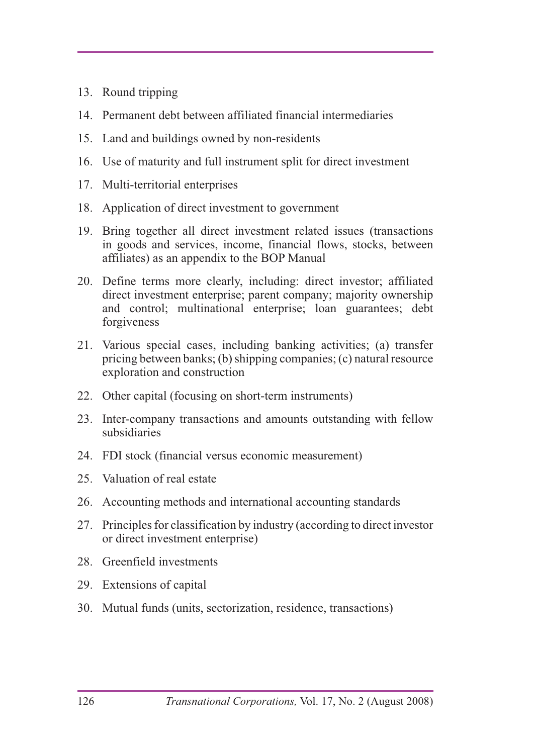13. Round tripping
14. Permanent debt between affiliated financial intermediaries
15. Land and buildings owned by non-residents
16. Use of maturity and full instrument split for direct investment
17. Multi-territorial enterprises
18. Application of direct investment to government
19. Bring together all direct investment related issues (transactions in goods and services, income, financial flows, stocks, between affiliates) as an appendix to the BOP Manual
20. Define terms more clearly, including: direct investor; affiliated direct investment enterprise; parent company; majority ownership and control; multinational enterprise; loan guarantees; debt forgiveness
21. Various special cases, including banking activities; (a) transfer pricing between banks; (b) shipping companies; (c) natural resource exploration and construction
22. Other capital (focusing on short-term instruments)
23. Inter-company transactions and amounts outstanding with fellow subsidiaries
24. FDI stock (financial versus economic measurement)
25. Valuation of real estate
26. Accounting methods and international accounting standards
27. Principles for classification by industry (according to direct investor or direct investment enterprise)
28. Greenfield investments
29. Extensions of capital
30. Mutual funds (units, sectorization, residence, transactions)